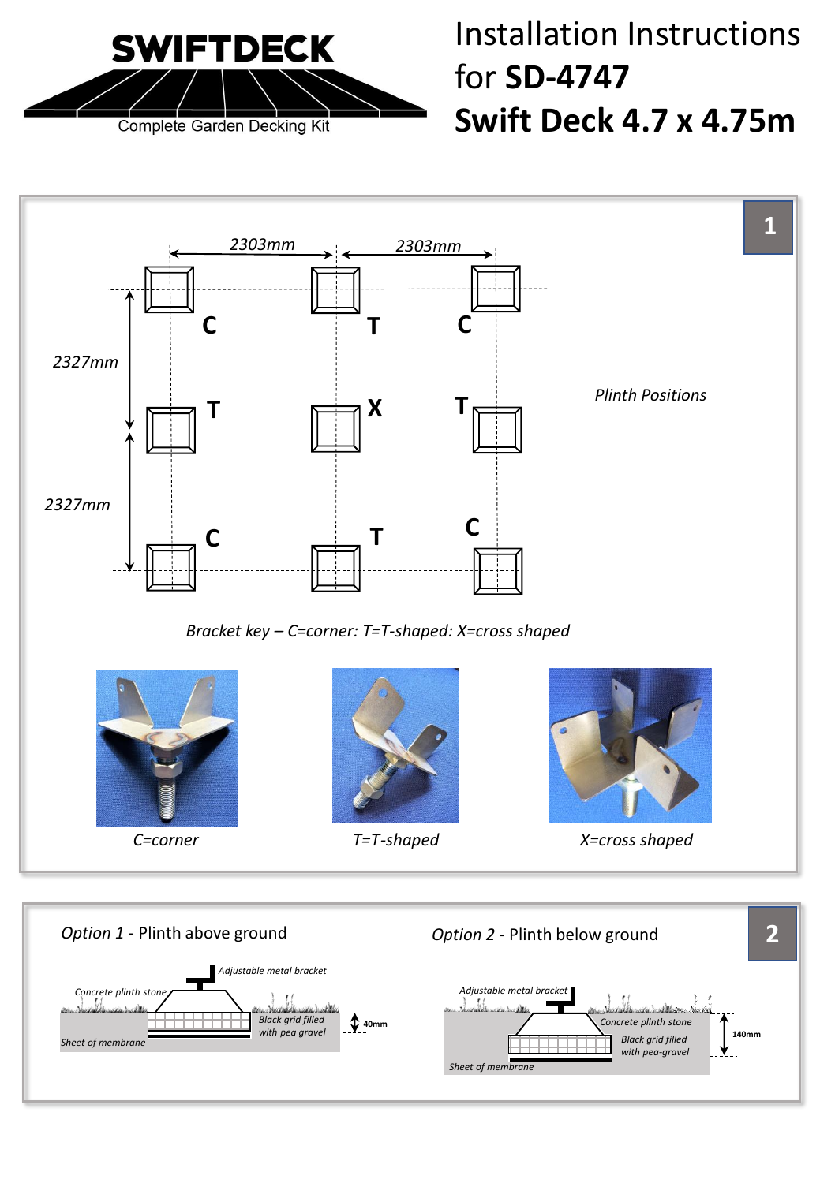# SWIFTDECK

Complete Garden Decking Kit

# Installation Instructions for **SD-4747** **Swift Deck 4.7 x 4.75m**

## 1

2303mm 2303mm

2327mm

2327mm

C T C

T X T

C T C

*Plinth Positions*

*Bracket key – C=corner: T=T-shaped: X=cross shaped*

*C=corner*

*T=T-shaped*

*X=cross shaped*

## 2

*Option 1* - Plinth above ground

Adjustable metal bracket

Concrete plinth stone

Black grid filled with pea gravel

Sheet of membrane

40mm

*Option 2* - Plinth below ground

Adjustable metal bracket

Concrete plinth stone

Black grid filled with pea-gravel

Sheet of membrane

140mm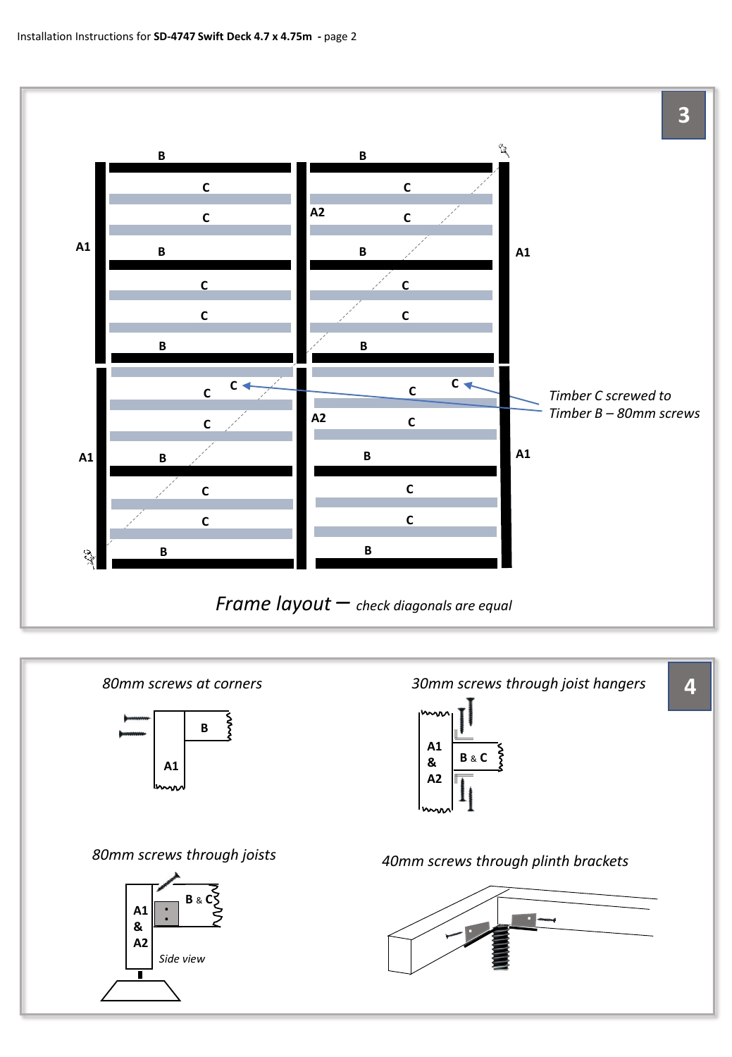Installation Instructions for **SD-4747 Swift Deck 4.7 x 4.75m** - page 2

## 3

B
B
C
C
C
C
A2
A1
B
B
A1
C
C
C
C
B
B
C
C
C
C
C
C
A2
A1
C
C
B
B
A1
C
C
C
C
B
B

*Timber C screwed to Timber B – 80mm screws*

*Frame layout – check diagonals are equal*

## 4

*80mm screws at corners*

B
A1

*30mm screws through joist hangers*

A1 & A2
B & C

*80mm screws through joists*

A1 & A2
B & C
*Side view*

*40mm screws through plinth brackets*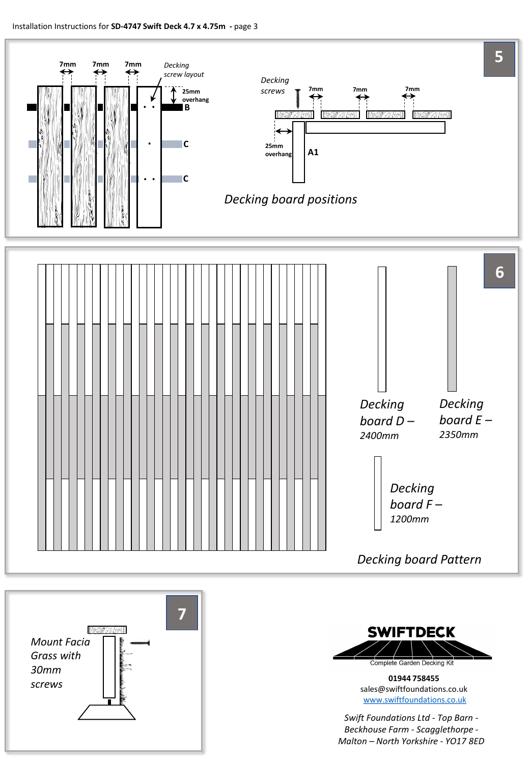## 5

7mm
7mm
7mm

*Decking screw layout*

25mm overhang

B

C

C

*Decking screws*

7mm
7mm
7mm

25mm overhang

A1

*Decking board positions*

## 6

*Decking board D –* *2400mm*

*Decking board E –* *2350mm*

*Decking board F –* *1200mm*

*Decking board Pattern*

## 7

*Mount Facia Grass with 30mm screws*

**SWIFTDECK**

Complete Garden Decking Kit

**01944 758455**

sales@swiftfoundations.co.uk

www.swiftfoundations.co.uk

*Swift Foundations Ltd - Top Barn - Beckhouse Farm - Scagglethorpe - Malton – North Yorkshire - YO17 8ED*